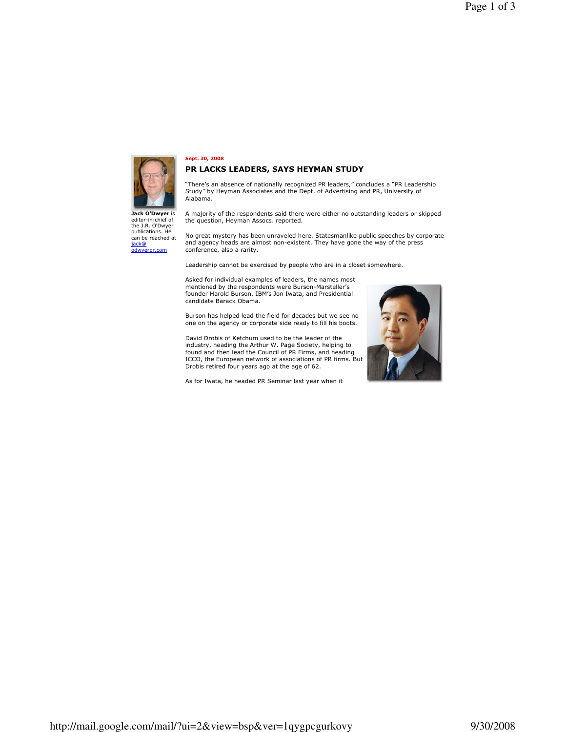**Jack O'Dwyer** is editor-in-chief of the J.R. O'Dwyer publications. He can be reached at jack@odwyerpr.com

Sept. 30, 2008

## PR LACKS LEADERS, SAYS HEYMAN STUDY

"There's an absence of nationally recognized PR leaders," concludes a "PR Leadership Study" by Heyman Associates and the Dept. of Advertising and PR, University of Alabama.

A majority of the respondents said there were either no outstanding leaders or skipped the the question, Heyman Assocs. reported.

No great mystery has been unraveled here. Statesmanlike public speeches by corporate and agency heads are almost non-existent. They have gone the way of the press conference, also a rarity.

Leadership cannot be exercised by people who are in a closet somewhere.

Asked for individual examples of leaders, the names most mentioned by the respondents were Burson-Marsteller's founder Harold Burson, IBM's Jon Iwata, and Presidential candidate Barack Obama.

Burson has helped lead the field for decades but we see no one on the agency or corporate side ready to fill his boots.

David Drobis of Ketchum used to be the leader of the industry, heading the Arthur W. Page Society, helping to found and then lead the Council of PR Firms, and heading ICCO, the European network of associations of PR firms. But Drobis retired four years ago at the age of 62.

As for Iwata, he headed PR Seminar last year when it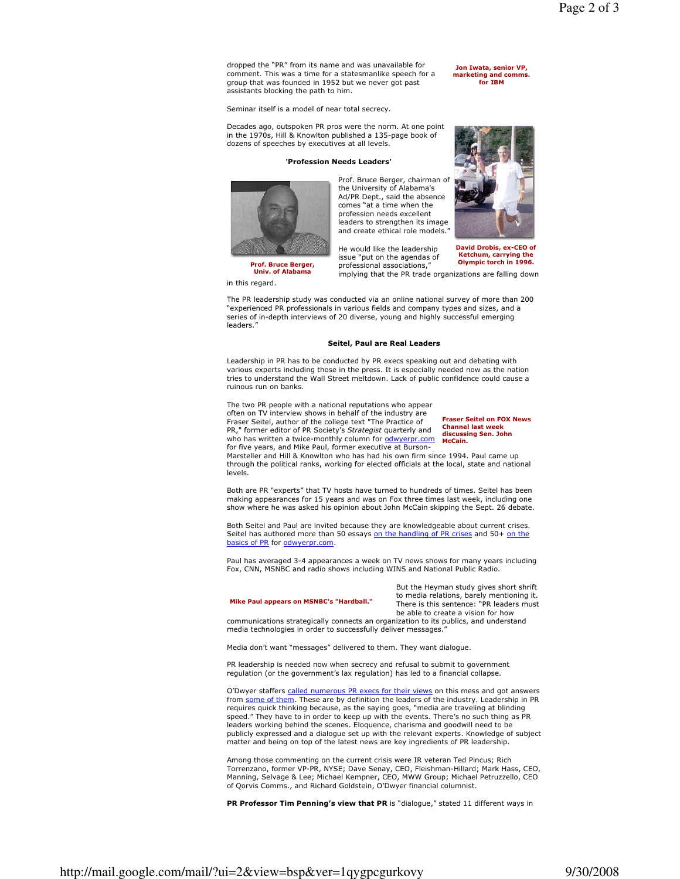dropped the "PR" from its name and was unavailable for comment. This was a time for a statesmanlike speech for a group that was founded in 1952 but we never got past assistants blocking the path to him.

**Jon Iwata, senior VP, marketing and comms. for IBM**

Seminar itself is a model of near total secrecy.

Decades ago, outspoken PR pros were the norm. At one point in the 1970s, Hill & Knowlton published a 135-page book of dozens of speeches by executives at all levels.

### 'Profession Needs Leaders'

**Prof. Bruce Berger, Univ. of Alabama**

**David Drobis, ex-CEO of Ketchum, carrying the Olympic torch in 1996.**

Prof. Bruce Berger, chairman of the University of Alabama's Ad/PR Dept., said the absence comes "at a time when the profession needs excellent leaders to strengthen its image and create ethical role models."

He would like the leadership issue "put on the agendas of professional associations," implying that the PR trade organizations are falling down in this regard.

The PR leadership study was conducted via an online national survey of more than 200 "experienced PR professionals in various fields and company types and sizes, and a series of in-depth interviews of 20 diverse, young and highly successful emerging leaders."

### Seitel, Paul are Real Leaders

Leadership in PR has to be conducted by PR execs speaking out and debating with various experts including those in the press. It is especially needed now as the nation tries to understand the Wall Street meltdown. Lack of public confidence could cause a ruinous run on banks.

The two PR people with a national reputations who appear often on TV interview shows in behalf of the industry are Fraser Seitel, author of the college text "The Practice of PR," former editor of PR Society's *Strategist* quarterly and who has written a twice-monthly column for odwyerpr.com for five years, and Mike Paul, former executive at Burson-Marsteller and Hill & Knowlton who has had his own firm since 1994. Paul came up through the political ranks, working for elected officials at the local, state and national levels.

**Fraser Seitel on FOX News Channel last week discussing Sen. John McCain.**

Both are PR "experts" that TV hosts have turned to hundreds of times. Seitel has been making appearances for 15 years and was on Fox three times last week, including one show where he was asked his opinion about John McCain skipping the Sept. 26 debate.

Both Seitel and Paul are invited because they are knowledgeable about current crises. Seitel has authored more than 50 essays on the handling of PR crises and 50+ on the basics of PR for odwyerpr.com.

Paul has averaged 3-4 appearances a week on TV news shows for many years including Fox, CNN, MSNBC and radio shows including WINS and National Public Radio.

**Mike Paul appears on MSNBC's "Hardball."**

But the Heyman study gives short shrift to media relations, barely mentioning it. There is this sentence: "PR leaders must be able to create a vision for how communications strategically connects an organization to its publics, and understand media technologies in order to successfully deliver messages."

Media don't want "messages" delivered to them. They want dialogue.

PR leadership is needed now when secrecy and refusal to submit to government regulation (or the government's lax regulation) has led to a financial collapse.

O'Dwyer staffers called numerous PR execs for their views on this mess and got answers from some of them. These are by definition the leaders of the industry. Leadership in PR requires quick thinking because, as the saying goes, "media are traveling at blinding speed." They have to in order to keep up with the events. There's no such thing as PR leaders working behind the scenes. Eloquence, charisma and goodwill need to be publicly expressed and a dialogue set up with the relevant experts. Knowledge of subject matter and being on top of the latest news are key ingredients of PR leadership.

Among those commenting on the current crisis were IR veteran Ted Pincus; Rich Torrenzano, former VP-PR, NYSE; Dave Senay, CEO, Fleishman-Hillard; Mark Hass, CEO, Manning, Selvage & Lee; Michael Kempner, CEO, MWW Group; Michael Petruzzello, CEO of Qorvis Comms., and Richard Goldstein, O'Dwyer financial columnist.

**PR Professor Tim Penning's view that PR** is "dialogue," stated 11 different ways in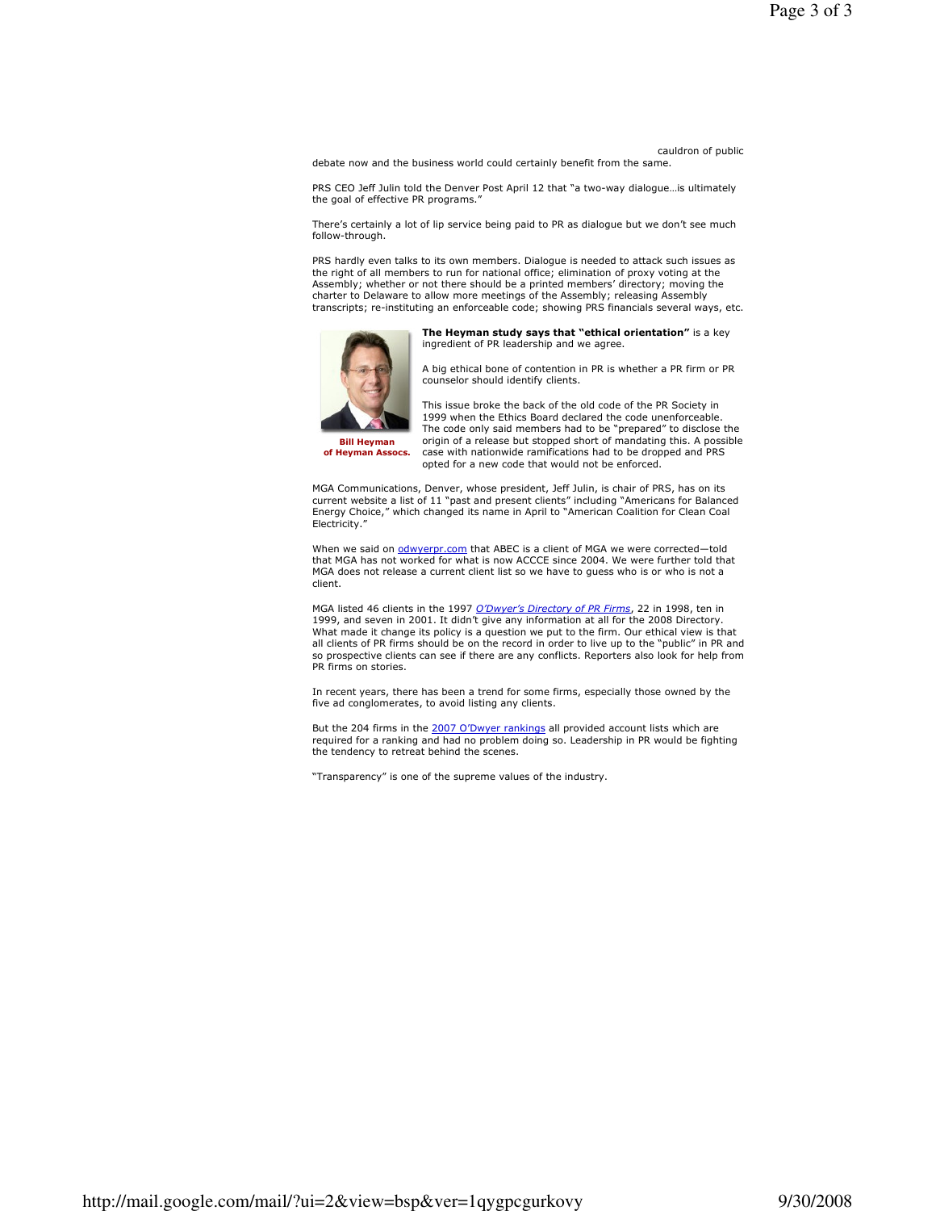cauldron of public debate now and the business world could certainly benefit from the same.

PRS CEO Jeff Julin told the Denver Post April 12 that "a two-way dialogue…is ultimately the goal of effective PR programs."

There's certainly a lot of lip service being paid to PR as dialogue but we don't see much follow-through.

PRS hardly even talks to its own members. Dialogue is needed to attack such issues as the right of all members to run for national office; elimination of proxy voting at the Assembly; whether or not there should be a printed members' directory; moving the charter to Delaware to allow more meetings of the Assembly; releasing Assembly transcripts; re-instituting an enforceable code; showing PRS financials several ways, etc.

**Bill Heyman of Heyman Assocs.**

**The Heyman study says that "ethical orientation"** is a key ingredient of PR leadership and we agree.

A big ethical bone of contention in PR is whether a PR firm or PR counselor should identify clients.

This issue broke the back of the old code of the PR Society in 1999 when the Ethics Board declared the code unenforceable. The code only said members had to be "prepared" to disclose the origin of a release but stopped short of mandating this. A possible case with nationwide ramifications had to be dropped and PRS opted for a new code that would not be enforced.

MGA Communications, Denver, whose president, Jeff Julin, is chair of PRS, has on its current website a list of 11 "past and present clients" including "Americans for Balanced Energy Choice," which changed its name in April to "American Coalition for Clean Coal Electricity."

When we said on odwyerpr.com that ABEC is a client of MGA we were corrected—told that MGA has not worked for what is now ACCCE since 2004. We were further told that MGA does not release a current client list so we have to guess who is or who is not a client.

MGA listed 46 clients in the 1997 *O'Dwyer's Directory of PR Firms*, 22 in 1998, ten in 1999, and seven in 2001. It didn't give any information at all for the 2008 Directory. What made it change its policy is a question we put to the firm. Our ethical view is that all clients of PR firms should be on the record in order to live up to the "public" in PR and so prospective clients can see if there are any conflicts. Reporters also look for help from PR firms on stories.

In recent years, there has been a trend for some firms, especially those owned by the five ad conglomerates, to avoid listing any clients.

But the 204 firms in the 2007 O'Dwyer rankings all provided account lists which are required for a ranking and had no problem doing so. Leadership in PR would be fighting the tendency to retreat behind the scenes.

"Transparency" is one of the supreme values of the industry.